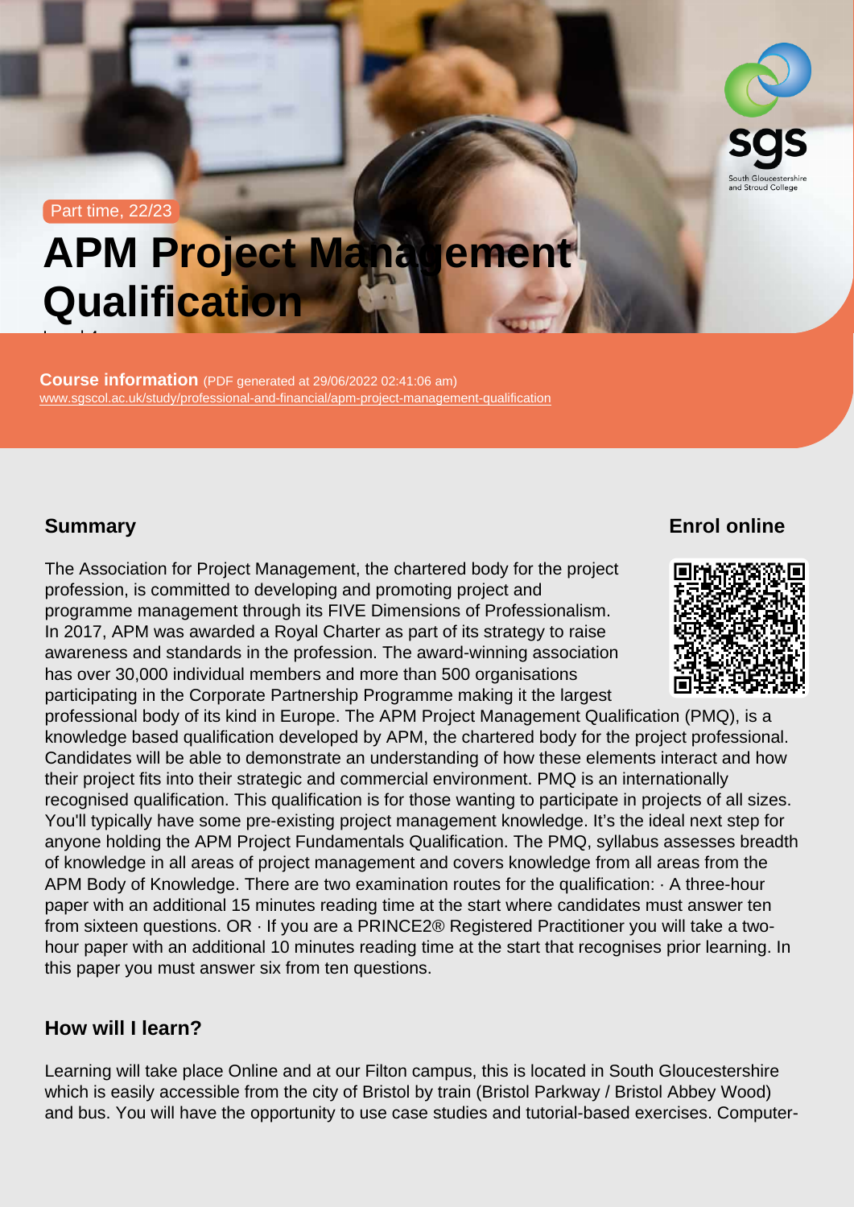Part time, 22/23

# APM Project Management Qualification

Level 4

**Course information** (PDF generated at 29/06/2022 02:41:06 am)
www.sgscol.ac.uk/study/professional-and-financial/apm-project-management-qualification

## Summary

The Association for Project Management, the chartered body for the project profession, is committed to developing and promoting project and programme management through its FIVE Dimensions of Professionalism. In 2017, APM was awarded a Royal Charter as part of its strategy to raise awareness and standards in the profession. The award-winning association has over 30,000 individual members and more than 500 organisations participating in the Corporate Partnership Programme making it the largest professional body of its kind in Europe. The APM Project Management Qualification (PMQ), is a knowledge based qualification developed by APM, the chartered body for the project professional. Candidates will be able to demonstrate an understanding of how these elements interact and how their project fits into their strategic and commercial environment. PMQ is an internationally recognised qualification. This qualification is for those wanting to participate in projects of all sizes. You'll typically have some pre-existing project management knowledge. It's the ideal next step for anyone holding the APM Project Fundamentals Qualification. The PMQ, syllabus assesses breadth of knowledge in all areas of project management and covers knowledge from all areas from the APM Body of Knowledge. There are two examination routes for the qualification: · A three-hour paper with an additional 15 minutes reading time at the start where candidates must answer ten from sixteen questions. OR · If you are a PRINCE2® Registered Practitioner you will take a two-hour paper with an additional 10 minutes reading time at the start that recognises prior learning. In this paper you must answer six from ten questions.

## Enrol online

## How will I learn?

Learning will take place Online and at our Filton campus, this is located in South Gloucestershire which is easily accessible from the city of Bristol by train (Bristol Parkway / Bristol Abbey Wood) and bus. You will have the opportunity to use case studies and tutorial-based exercises. Computer-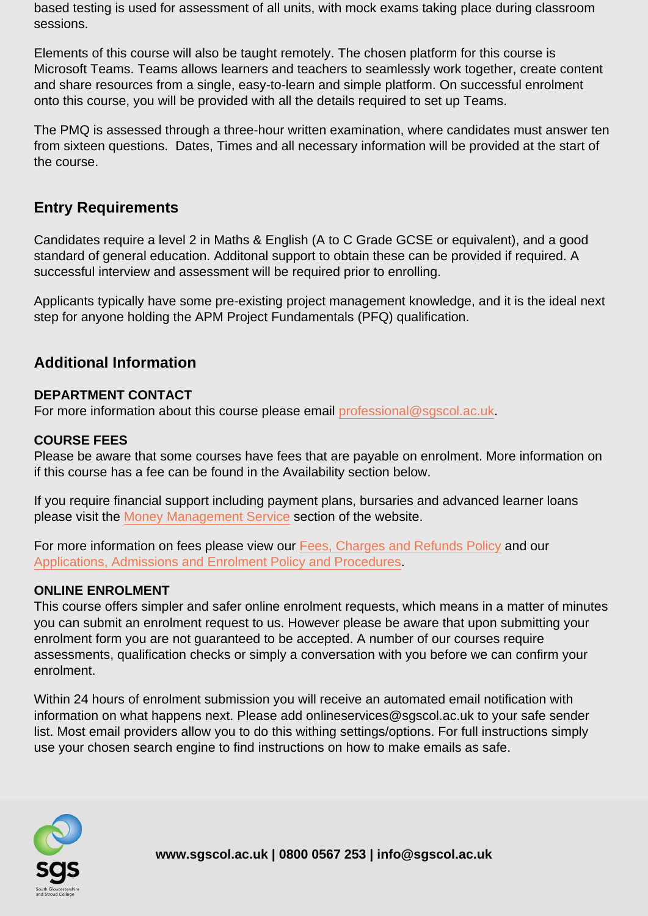based testing is used for assessment of all units, with mock exams taking place during classroom sessions.

Elements of this course will also be taught remotely. The chosen platform for this course is Microsoft Teams. Teams allows learners and teachers to seamlessly work together, create content and share resources from a single, easy-to-learn and simple platform. On successful enrolment onto this course, you will be provided with all the details required to set up Teams.

The PMQ is assessed through a three-hour written examination, where candidates must answer ten from sixteen questions. Dates, Times and all necessary information will be provided at the start of the course.

## Entry Requirements

Candidates require a level 2 in Maths & English (A to C Grade GCSE or equivalent), and a good standard of general education. Additonal support to obtain these can be provided if required. A successful interview and assessment will be required prior to enrolling.

Applicants typically have some pre-existing project management knowledge, and it is the ideal next step for anyone holding the APM Project Fundamentals (PFQ) qualification.

## Additional Information

**DEPARTMENT CONTACT**
For more information about this course please email professional@sgscol.ac.uk.

**COURSE FEES**
Please be aware that some courses have fees that are payable on enrolment. More information on if this course has a fee can be found in the Availability section below.

If you require financial support including payment plans, bursaries and advanced learner loans please visit the Money Management Service section of the website.

For more information on fees please view our Fees, Charges and Refunds Policy and our Applications, Admissions and Enrolment Policy and Procedures.

**ONLINE ENROLMENT**
This course offers simpler and safer online enrolment requests, which means in a matter of minutes you can submit an enrolment request to us. However please be aware that upon submitting your enrolment form you are not guaranteed to be accepted. A number of our courses require assessments, qualification checks or simply a conversation with you before we can confirm your enrolment.

Within 24 hours of enrolment submission you will receive an automated email notification with information on what happens next. Please add onlineservices@sgscol.ac.uk to your safe sender list. Most email providers allow you to do this withing settings/options. For full instructions simply use your chosen search engine to find instructions on how to make emails as safe.

**www.sgscol.ac.uk | 0800 0567 253 | info@sgscol.ac.uk**